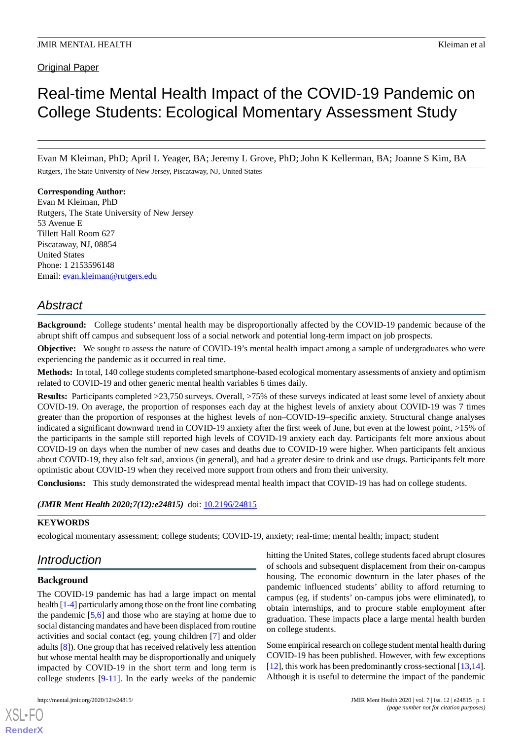Original Paper

# Real-time Mental Health Impact of the COVID-19 Pandemic on College Students: Ecological Momentary Assessment Study

Evan M Kleiman, PhD; April L Yeager, BA; Jeremy L Grove, PhD; John K Kellerman, BA; Joanne S Kim, BA

Rutgers, The State University of New Jersey, Piscataway, NJ, United States

**Corresponding Author:**
Evan M Kleiman, PhD
Rutgers, The State University of New Jersey
53 Avenue E
Tillett Hall Room 627
Piscataway, NJ, 08854
United States
Phone: 1 2153596148
Email: evan.kleiman@rutgers.edu

## Abstract

**Background:** College students' mental health may be disproportionally affected by the COVID-19 pandemic because of the abrupt shift off campus and subsequent loss of a social network and potential long-term impact on job prospects.

**Objective:** We sought to assess the nature of COVID-19's mental health impact among a sample of undergraduates who were experiencing the pandemic as it occurred in real time.

**Methods:** In total, 140 college students completed smartphone-based ecological momentary assessments of anxiety and optimism related to COVID-19 and other generic mental health variables 6 times daily.

**Results:** Participants completed >23,750 surveys. Overall, >75% of these surveys indicated at least some level of anxiety about COVID-19. On average, the proportion of responses each day at the highest levels of anxiety about COVID-19 was 7 times greater than the proportion of responses at the highest levels of non–COVID-19–specific anxiety. Structural change analyses indicated a significant downward trend in COVID-19 anxiety after the first week of June, but even at the lowest point, >15% of the participants in the sample still reported high levels of COVID-19 anxiety each day. Participants felt more anxious about COVID-19 on days when the number of new cases and deaths due to COVID-19 were higher. When participants felt anxious about COVID-19, they also felt sad, anxious (in general), and had a greater desire to drink and use drugs. Participants felt more optimistic about COVID-19 when they received more support from others and from their university.

**Conclusions:** This study demonstrated the widespread mental health impact that COVID-19 has had on college students.

*(JMIR Ment Health 2020;7(12):e24815)* doi: 10.2196/24815

**KEYWORDS**

ecological momentary assessment; college students; COVID-19, anxiety; real-time; mental health; impact; student

## Introduction

### Background

The COVID-19 pandemic has had a large impact on mental health [1-4] particularly among those on the front line combating the pandemic [5,6] and those who are staying at home due to social distancing mandates and have been displaced from routine activities and social contact (eg, young children [7] and older adults [8]). One group that has received relatively less attention but whose mental health may be disproportionally and uniquely impacted by COVID-19 in the short term and long term is college students [9-11]. In the early weeks of the pandemic hitting the United States, college students faced abrupt closures of schools and subsequent displacement from their on-campus housing. The economic downturn in the later phases of the pandemic influenced students' ability to afford returning to campus (eg, if students' on-campus jobs were eliminated), to obtain internships, and to procure stable employment after graduation. These impacts place a large mental health burden on college students.

Some empirical research on college student mental health during COVID-19 has been published. However, with few exceptions [12], this work has been predominantly cross-sectional [13,14]. Although it is useful to determine the impact of the pandemic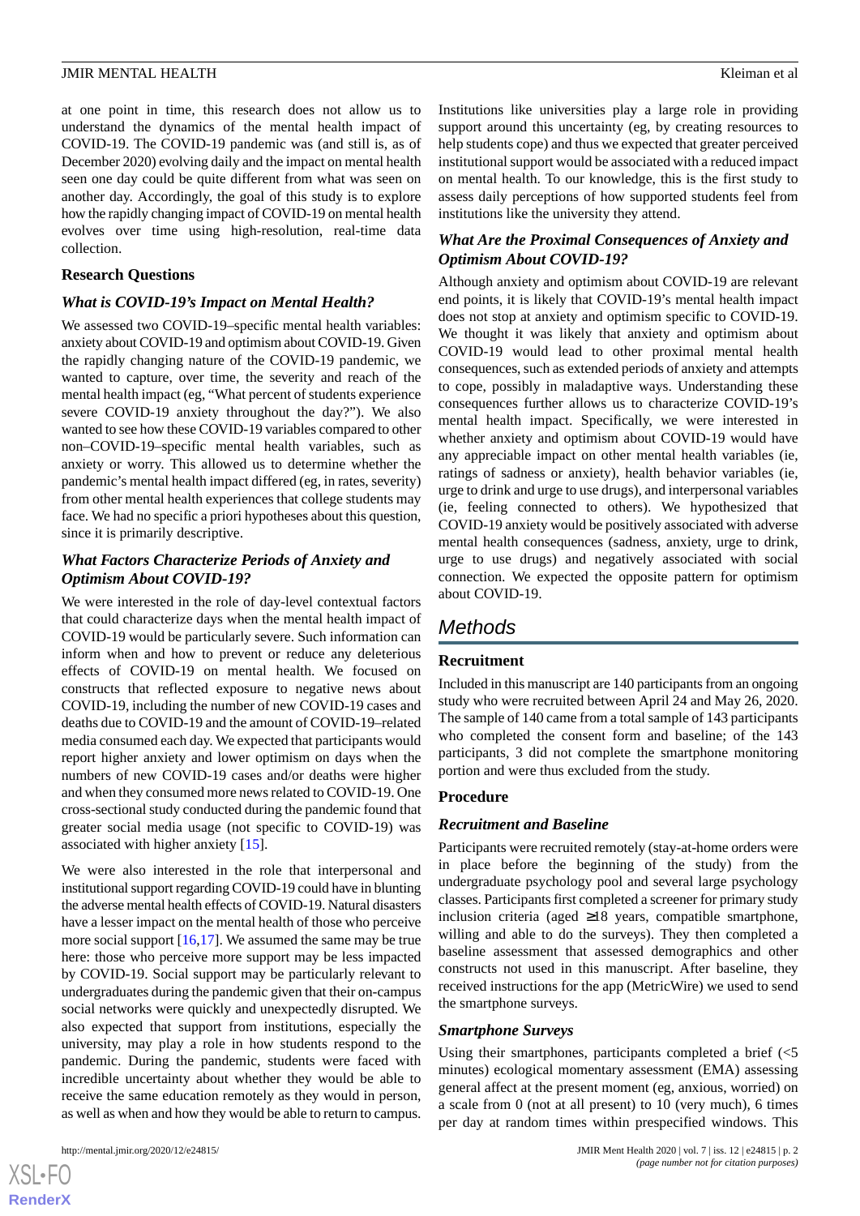at one point in time, this research does not allow us to understand the dynamics of the mental health impact of COVID-19. The COVID-19 pandemic was (and still is, as of December 2020) evolving daily and the impact on mental health seen one day could be quite different from what was seen on another day. Accordingly, the goal of this study is to explore how the rapidly changing impact of COVID-19 on mental health evolves over time using high-resolution, real-time data collection.

### Research Questions

#### What is COVID-19's Impact on Mental Health?

We assessed two COVID-19–specific mental health variables: anxiety about COVID-19 and optimism about COVID-19. Given the rapidly changing nature of the COVID-19 pandemic, we wanted to capture, over time, the severity and reach of the mental health impact (eg, "What percent of students experience severe COVID-19 anxiety throughout the day?"). We also wanted to see how these COVID-19 variables compared to other non–COVID-19–specific mental health variables, such as anxiety or worry. This allowed us to determine whether the pandemic's mental health impact differed (eg, in rates, severity) from other mental health experiences that college students may face. We had no specific a priori hypotheses about this question, since it is primarily descriptive.

#### What Factors Characterize Periods of Anxiety and Optimism About COVID-19?

We were interested in the role of day-level contextual factors that could characterize days when the mental health impact of COVID-19 would be particularly severe. Such information can inform when and how to prevent or reduce any deleterious effects of COVID-19 on mental health. We focused on constructs that reflected exposure to negative news about COVID-19, including the number of new COVID-19 cases and deaths due to COVID-19 and the amount of COVID-19–related media consumed each day. We expected that participants would report higher anxiety and lower optimism on days when the numbers of new COVID-19 cases and/or deaths were higher and when they consumed more news related to COVID-19. One cross-sectional study conducted during the pandemic found that greater social media usage (not specific to COVID-19) was associated with higher anxiety [15].

We were also interested in the role that interpersonal and institutional support regarding COVID-19 could have in blunting the adverse mental health effects of COVID-19. Natural disasters have a lesser impact on the mental health of those who perceive more social support [16,17]. We assumed the same may be true here: those who perceive more support may be less impacted by COVID-19. Social support may be particularly relevant to undergraduates during the pandemic given that their on-campus social networks were quickly and unexpectedly disrupted. We also expected that support from institutions, especially the university, may play a role in how students respond to the pandemic. During the pandemic, students were faced with incredible uncertainty about whether they would be able to receive the same education remotely as they would in person, as well as when and how they would be able to return to campus. Institutions like universities play a large role in providing support around this uncertainty (eg, by creating resources to help students cope) and thus we expected that greater perceived institutional support would be associated with a reduced impact on mental health. To our knowledge, this is the first study to assess daily perceptions of how supported students feel from institutions like the university they attend.

#### What Are the Proximal Consequences of Anxiety and Optimism About COVID-19?

Although anxiety and optimism about COVID-19 are relevant end points, it is likely that COVID-19's mental health impact does not stop at anxiety and optimism specific to COVID-19. We thought it was likely that anxiety and optimism about COVID-19 would lead to other proximal mental health consequences, such as extended periods of anxiety and attempts to cope, possibly in maladaptive ways. Understanding these consequences further allows us to characterize COVID-19's mental health impact. Specifically, we were interested in whether anxiety and optimism about COVID-19 would have any appreciable impact on other mental health variables (ie, ratings of sadness or anxiety), health behavior variables (ie, urge to drink and urge to use drugs), and interpersonal variables (ie, feeling connected to others). We hypothesized that COVID-19 anxiety would be positively associated with adverse mental health consequences (sadness, anxiety, urge to drink, urge to use drugs) and negatively associated with social connection. We expected the opposite pattern for optimism about COVID-19.

## Methods

### Recruitment

Included in this manuscript are 140 participants from an ongoing study who were recruited between April 24 and May 26, 2020. The sample of 140 came from a total sample of 143 participants who completed the consent form and baseline; of the 143 participants, 3 did not complete the smartphone monitoring portion and were thus excluded from the study.

### Procedure

#### Recruitment and Baseline

Participants were recruited remotely (stay-at-home orders were in place before the beginning of the study) from the undergraduate psychology pool and several large psychology classes. Participants first completed a screener for primary study inclusion criteria (aged ≥18 years, compatible smartphone, willing and able to do the surveys). They then completed a baseline assessment that assessed demographics and other constructs not used in this manuscript. After baseline, they received instructions for the app (MetricWire) we used to send the smartphone surveys.

#### Smartphone Surveys

Using their smartphones, participants completed a brief (<5 minutes) ecological momentary assessment (EMA) assessing general affect at the present moment (eg, anxious, worried) on a scale from 0 (not at all present) to 10 (very much), 6 times per day at random times within prespecified windows. This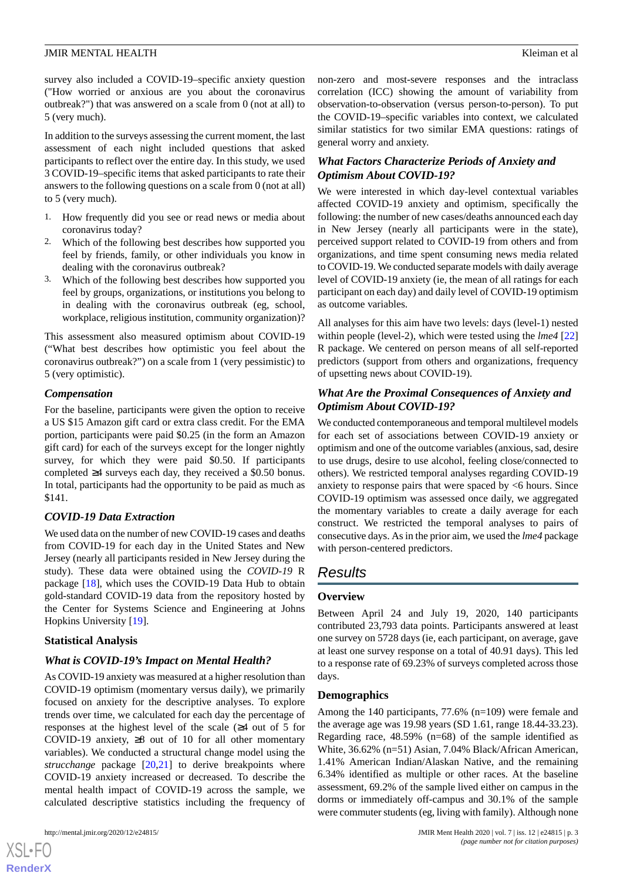survey also included a COVID-19–specific anxiety question ("How worried or anxious are you about the coronavirus outbreak?") that was answered on a scale from 0 (not at all) to 5 (very much).

In addition to the surveys assessing the current moment, the last assessment of each night included questions that asked participants to reflect over the entire day. In this study, we used 3 COVID-19–specific items that asked participants to rate their answers to the following questions on a scale from 0 (not at all) to 5 (very much).

1. How frequently did you see or read news or media about coronavirus today?
2. Which of the following best describes how supported you feel by friends, family, or other individuals you know in dealing with the coronavirus outbreak?
3. Which of the following best describes how supported you feel by groups, organizations, or institutions you belong to in dealing with the coronavirus outbreak (eg, school, workplace, religious institution, community organization)?

This assessment also measured optimism about COVID-19 ("What best describes how optimistic you feel about the coronavirus outbreak?") on a scale from 1 (very pessimistic) to 5 (very optimistic).

### Compensation

For the baseline, participants were given the option to receive a US $15 Amazon gift card or extra class credit. For the EMA portion, participants were paid $0.25 (in the form an Amazon gift card) for each of the surveys except for the longer nightly survey, for which they were paid $0.50. If participants completed ≥4 surveys each day, they received a $0.50 bonus. In total, participants had the opportunity to be paid as much as $141.

### COVID-19 Data Extraction

We used data on the number of new COVID-19 cases and deaths from COVID-19 for each day in the United States and New Jersey (nearly all participants resided in New Jersey during the study). These data were obtained using the *COVID-19* R package [18], which uses the COVID-19 Data Hub to obtain gold-standard COVID-19 data from the repository hosted by the Center for Systems Science and Engineering at Johns Hopkins University [19].

## Statistical Analysis

### What is COVID-19's Impact on Mental Health?

As COVID-19 anxiety was measured at a higher resolution than COVID-19 optimism (momentary versus daily), we primarily focused on anxiety for the descriptive analyses. To explore trends over time, we calculated for each day the percentage of responses at the highest level of the scale (≥4 out of 5 for COVID-19 anxiety, ≥8 out of 10 for all other momentary variables). We conducted a structural change model using the *strucchange* package [20,21] to derive breakpoints where COVID-19 anxiety increased or decreased. To describe the mental health impact of COVID-19 across the sample, we calculated descriptive statistics including the frequency of non-zero and most-severe responses and the intraclass correlation (ICC) showing the amount of variability from observation-to-observation (versus person-to-person). To put the COVID-19–specific variables into context, we calculated similar statistics for two similar EMA questions: ratings of general worry and anxiety.

### What Factors Characterize Periods of Anxiety and Optimism About COVID-19?

We were interested in which day-level contextual variables affected COVID-19 anxiety and optimism, specifically the following: the number of new cases/deaths announced each day in New Jersey (nearly all participants were in the state), perceived support related to COVID-19 from others and from organizations, and time spent consuming news media related to COVID-19. We conducted separate models with daily average level of COVID-19 anxiety (ie, the mean of all ratings for each participant on each day) and daily level of COVID-19 optimism as outcome variables.

All analyses for this aim have two levels: days (level-1) nested within people (level-2), which were tested using the *lme4* [22] R package. We centered on person means of all self-reported predictors (support from others and organizations, frequency of upsetting news about COVID-19).

### What Are the Proximal Consequences of Anxiety and Optimism About COVID-19?

We conducted contemporaneous and temporal multilevel models for each set of associations between COVID-19 anxiety or optimism and one of the outcome variables (anxious, sad, desire to use drugs, desire to use alcohol, feeling close/connected to others). We restricted temporal analyses regarding COVID-19 anxiety to response pairs that were spaced by <6 hours. Since COVID-19 optimism was assessed once daily, we aggregated the momentary variables to create a daily average for each construct. We restricted the temporal analyses to pairs of consecutive days. As in the prior aim, we used the *lme4* package with person-centered predictors.

# Results

## Overview

Between April 24 and July 19, 2020, 140 participants contributed 23,793 data points. Participants answered at least one survey on 5728 days (ie, each participant, on average, gave at least one survey response on a total of 40.91 days). This led to a response rate of 69.23% of surveys completed across those days.

## Demographics

Among the 140 participants, 77.6% (n=109) were female and the average age was 19.98 years (SD 1.61, range 18.44-33.23). Regarding race, 48.59% (n=68) of the sample identified as White, 36.62% (n=51) Asian, 7.04% Black/African American, 1.41% American Indian/Alaskan Native, and the remaining 6.34% identified as multiple or other races. At the baseline assessment, 69.2% of the sample lived either on campus in the dorms or immediately off-campus and 30.1% of the sample were commuter students (eg, living with family). Although none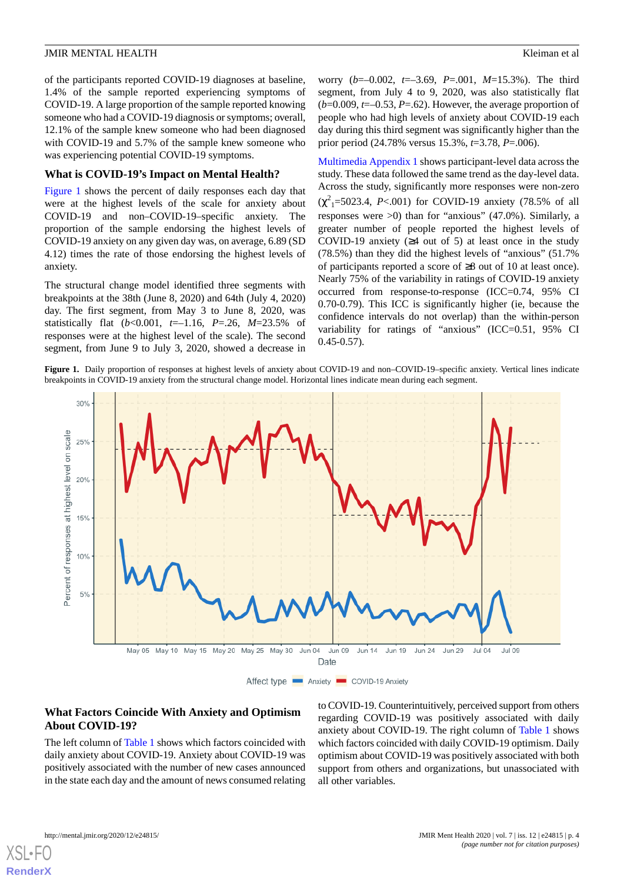of the participants reported COVID-19 diagnoses at baseline, 1.4% of the sample reported experiencing symptoms of COVID-19. A large proportion of the sample reported knowing someone who had a COVID-19 diagnosis or symptoms; overall, 12.1% of the sample knew someone who had been diagnosed with COVID-19 and 5.7% of the sample knew someone who was experiencing potential COVID-19 symptoms.

## What is COVID-19's Impact on Mental Health?

Figure 1 shows the percent of daily responses each day that were at the highest levels of the scale for anxiety about COVID-19 and non–COVID-19–specific anxiety. The proportion of the sample endorsing the highest levels of COVID-19 anxiety on any given day was, on average, 6.89 (SD 4.12) times the rate of those endorsing the highest levels of anxiety.

The structural change model identified three segments with breakpoints at the 38th (June 8, 2020) and 64th (July 4, 2020) day. The first segment, from May 3 to June 8, 2020, was statistically flat ($b$<0.001, $t$=–1.16, $P$=.26, $M$=23.5% of responses were at the highest level of the scale). The second segment, from June 9 to July 3, 2020, showed a decrease in worry ($b$=–0.002, $t$=–3.69, $P$=.001, $M$=15.3%). The third segment, from July 4 to 9, 2020, was also statistically flat ($b$=0.009, $t$=–0.53, $P$=.62). However, the average proportion of people who had high levels of anxiety about COVID-19 each day during this third segment was significantly higher than the prior period (24.78% versus 15.3%, $t$=3.78, $P$=.006).

Multimedia Appendix 1 shows participant-level data across the study. These data followed the same trend as the day-level data. Across the study, significantly more responses were non-zero ($\chi^2_1$=5023.4, $P$<.001) for COVID-19 anxiety (78.5% of all responses were >0) than for "anxious" (47.0%). Similarly, a greater number of people reported the highest levels of COVID-19 anxiety (≥4 out of 5) at least once in the study (78.5%) than they did the highest levels of "anxious" (51.7% of participants reported a score of ≥8 out of 10 at least once). Nearly 75% of the variability in ratings of COVID-19 anxiety occurred from response-to-response (ICC=0.74, 95% CI 0.70-0.79). This ICC is significantly higher (ie, because the confidence intervals do not overlap) than the within-person variability for ratings of "anxious" (ICC=0.51, 95% CI 0.45-0.57).

**Figure 1.** Daily proportion of responses at highest levels of anxiety about COVID-19 and non–COVID-19–specific anxiety. Vertical lines indicate breakpoints in COVID-19 anxiety from the structural change model. Horizontal lines indicate mean during each segment.

## What Factors Coincide With Anxiety and Optimism About COVID-19?

The left column of Table 1 shows which factors coincided with daily anxiety about COVID-19. Anxiety about COVID-19 was positively associated with the number of new cases announced in the state each day and the amount of news consumed relating to COVID-19. Counterintuitively, perceived support from others regarding COVID-19 was positively associated with daily anxiety about COVID-19. The right column of Table 1 shows which factors coincided with daily COVID-19 optimism. Daily optimism about COVID-19 was positively associated with both support from others and organizations, but unassociated with all other variables.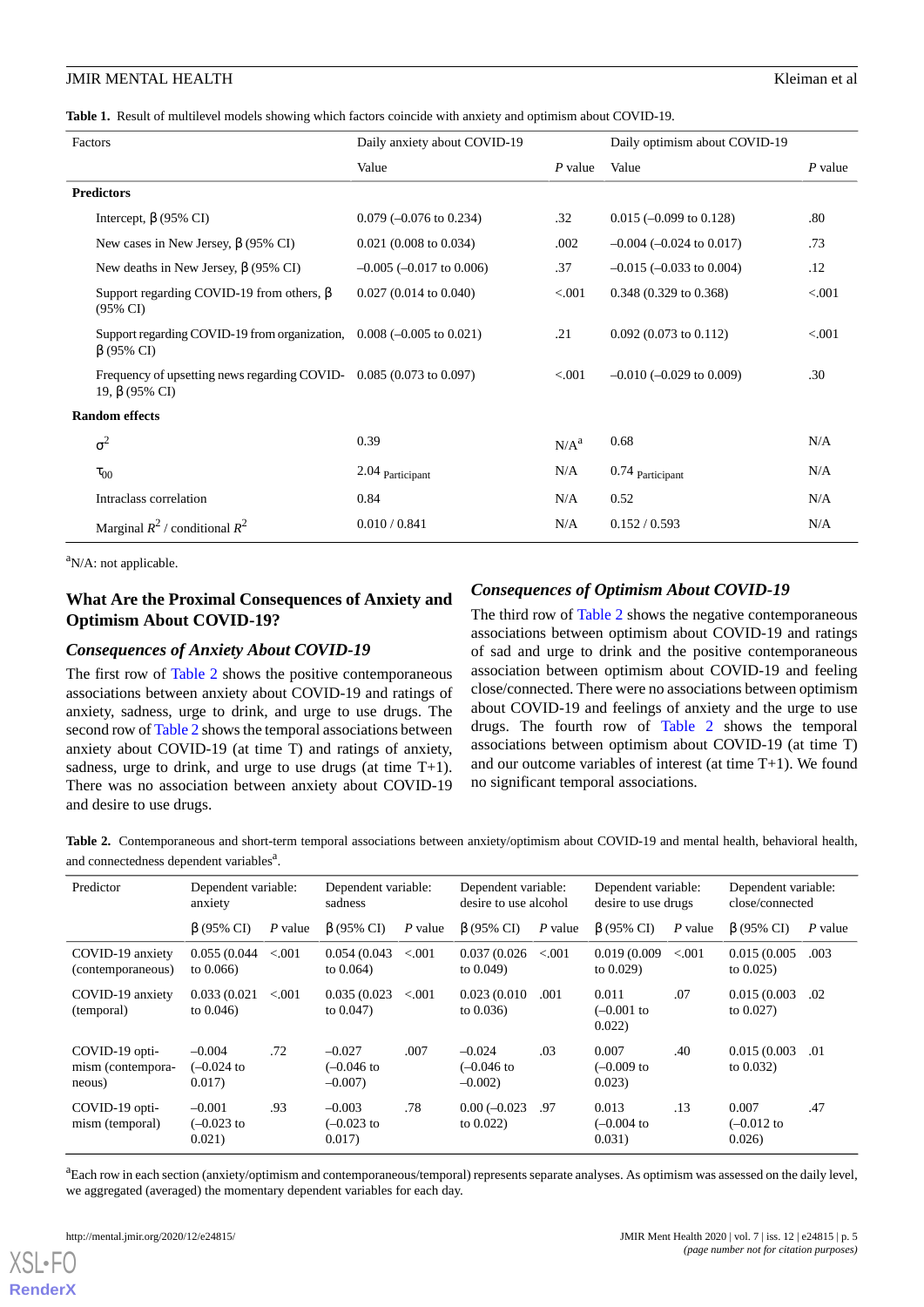**Table 1.** Result of multilevel models showing which factors coincide with anxiety and optimism about COVID-19.

| Factors | Daily anxiety about COVID-19 | | Daily optimism about COVID-19 | |
|---|---|---|---|---|
| | Value | *P* value | Value | *P* value |
| **Predictors** | | | | |
| Intercept, β (95% CI) | 0.079 (–0.076 to 0.234) | .32 | 0.015 (–0.099 to 0.128) | .80 |
| New cases in New Jersey, β (95% CI) | 0.021 (0.008 to 0.034) | .002 | –0.004 (–0.024 to 0.017) | .73 |
| New deaths in New Jersey, β (95% CI) | –0.005 (–0.017 to 0.006) | .37 | –0.015 (–0.033 to 0.004) | .12 |
| Support regarding COVID-19 from others, β (95% CI) | 0.027 (0.014 to 0.040) | <.001 | 0.348 (0.329 to 0.368) | <.001 |
| Support regarding COVID-19 from organization, β (95% CI) | 0.008 (–0.005 to 0.021) | .21 | 0.092 (0.073 to 0.112) | <.001 |
| Frequency of upsetting news regarding COVID-19, β (95% CI) | 0.085 (0.073 to 0.097) | <.001 | –0.010 (–0.029 to 0.009) | .30 |
| **Random effects** | | | | |
| $\sigma^2$ | 0.39 | N/A[a] | 0.68 | N/A |
| $\tau_{00}$ | 2.04 $_{\text{Participant}}$ | N/A | 0.74 $_{\text{Participant}}$ | N/A |
| Intraclass correlation | 0.84 | N/A | 0.52 | N/A |
| Marginal $R^2$ / conditional $R^2$ | 0.010 / 0.841 | N/A | 0.152 / 0.593 | N/A |

[a]N/A: not applicable.

## What Are the Proximal Consequences of Anxiety and Optimism About COVID-19?

### *Consequences of Anxiety About COVID-19*

The first row of Table 2 shows the positive contemporaneous associations between anxiety about COVID-19 and ratings of anxiety, sadness, urge to drink, and urge to use drugs. The second row of Table 2 shows the temporal associations between anxiety about COVID-19 (at time T) and ratings of anxiety, sadness, urge to drink, and urge to use drugs (at time T+1). There was no association between anxiety about COVID-19 and desire to use drugs.

### *Consequences of Optimism About COVID-19*

The third row of Table 2 shows the negative contemporaneous associations between optimism about COVID-19 and ratings of sad and urge to drink and the positive contemporaneous association between optimism about COVID-19 and feeling close/connected. There were no associations between optimism about COVID-19 and feelings of anxiety and the urge to use drugs. The fourth row of Table 2 shows the temporal associations between optimism about COVID-19 (at time T) and our outcome variables of interest (at time T+1). We found no significant temporal associations.

**Table 2.** Contemporaneous and short-term temporal associations between anxiety/optimism about COVID-19 and mental health, behavioral health, and connectedness dependent variables[a].

| Predictor | Dependent variable: anxiety | | Dependent variable: sadness | | Dependent variable: desire to use alcohol | | Dependent variable: desire to use drugs | | Dependent variable: close/connected | |
|---|---|---|---|---|---|---|---|---|---|---|
| | β (95% CI) | *P* value | β (95% CI) | *P* value | β (95% CI) | *P* value | β (95% CI) | *P* value | β (95% CI) | *P* value |
| COVID-19 anxiety (contemporaneous) | 0.055 (0.044 to 0.066) | <.001 | 0.054 (0.043 to 0.064) | <.001 | 0.037 (0.026 to 0.049) | <.001 | 0.019 (0.009 to 0.029) | <.001 | 0.015 (0.005 to 0.025) | .003 |
| COVID-19 anxiety (temporal) | 0.033 (0.021 to 0.046) | <.001 | 0.035 (0.023 to 0.047) | <.001 | 0.023 (0.010 to 0.036) | .001 | 0.011 (–0.001 to 0.022) | .07 | 0.015 (0.003 to 0.027) | .02 |
| COVID-19 optimism (contemporaneous) | –0.004 (–0.024 to 0.017) | .72 | –0.027 (–0.046 to –0.007) | .007 | –0.024 (–0.046 to –0.002) | .03 | 0.007 (–0.009 to 0.023) | .40 | 0.015 (0.003 to 0.032) | .01 |
| COVID-19 optimism (temporal) | –0.001 (–0.023 to 0.021) | .93 | –0.003 (–0.023 to 0.017) | .78 | 0.00 (–0.023 to 0.022) | .97 | 0.013 (–0.004 to 0.031) | .13 | 0.007 (–0.012 to 0.026) | .47 |

[a]Each row in each section (anxiety/optimism and contemporaneous/temporal) represents separate analyses. As optimism was assessed on the daily level, we aggregated (averaged) the momentary dependent variables for each day.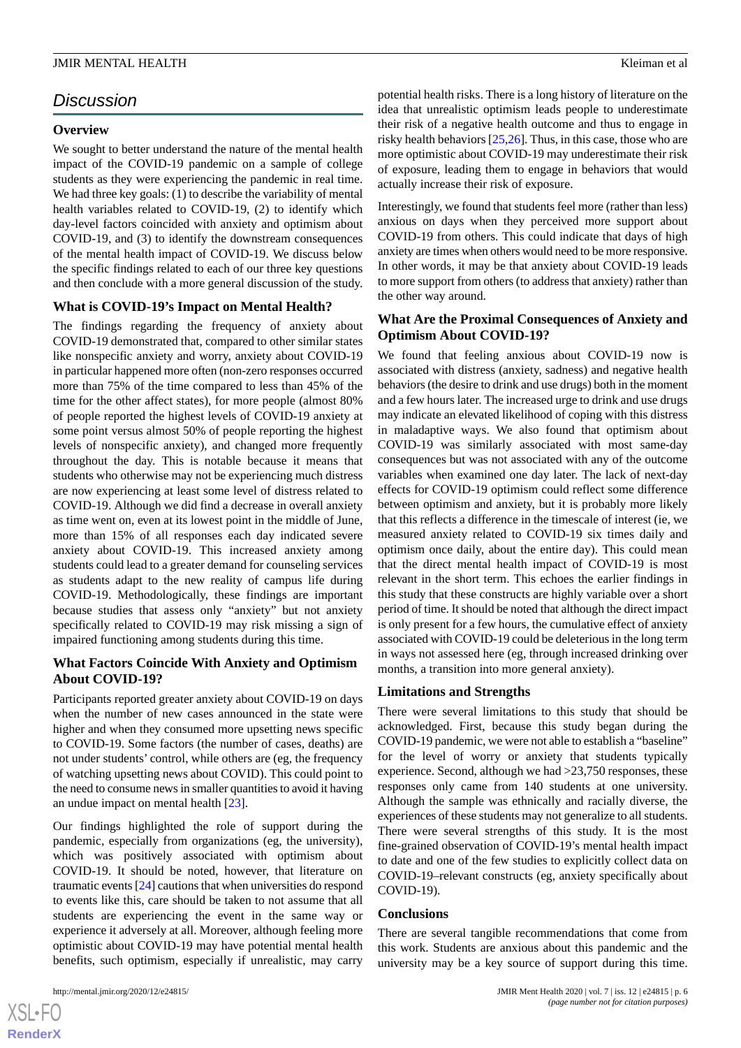## Discussion

### Overview

We sought to better understand the nature of the mental health impact of the COVID-19 pandemic on a sample of college students as they were experiencing the pandemic in real time. We had three key goals: (1) to describe the variability of mental health variables related to COVID-19, (2) to identify which day-level factors coincided with anxiety and optimism about COVID-19, and (3) to identify the downstream consequences of the mental health impact of COVID-19. We discuss below the specific findings related to each of our three key questions and then conclude with a more general discussion of the study.

### What is COVID-19's Impact on Mental Health?

The findings regarding the frequency of anxiety about COVID-19 demonstrated that, compared to other similar states like nonspecific anxiety and worry, anxiety about COVID-19 in particular happened more often (non-zero responses occurred more than 75% of the time compared to less than 45% of the time for the other affect states), for more people (almost 80% of people reported the highest levels of COVID-19 anxiety at some point versus almost 50% of people reporting the highest levels of nonspecific anxiety), and changed more frequently throughout the day. This is notable because it means that students who otherwise may not be experiencing much distress are now experiencing at least some level of distress related to COVID-19. Although we did find a decrease in overall anxiety as time went on, even at its lowest point in the middle of June, more than 15% of all responses each day indicated severe anxiety about COVID-19. This increased anxiety among students could lead to a greater demand for counseling services as students adapt to the new reality of campus life during COVID-19. Methodologically, these findings are important because studies that assess only "anxiety" but not anxiety specifically related to COVID-19 may risk missing a sign of impaired functioning among students during this time.

### What Factors Coincide With Anxiety and Optimism About COVID-19?

Participants reported greater anxiety about COVID-19 on days when the number of new cases announced in the state were higher and when they consumed more upsetting news specific to COVID-19. Some factors (the number of cases, deaths) are not under students' control, while others are (eg, the frequency of watching upsetting news about COVID). This could point to the need to consume news in smaller quantities to avoid it having an undue impact on mental health [23].

Our findings highlighted the role of support during the pandemic, especially from organizations (eg, the university), which was positively associated with optimism about COVID-19. It should be noted, however, that literature on traumatic events [24] cautions that when universities do respond to events like this, care should be taken to not assume that all students are experiencing the event in the same way or experience it adversely at all. Moreover, although feeling more optimistic about COVID-19 may have potential mental health benefits, such optimism, especially if unrealistic, may carry potential health risks. There is a long history of literature on the idea that unrealistic optimism leads people to underestimate their risk of a negative health outcome and thus to engage in risky health behaviors [25,26]. Thus, in this case, those who are more optimistic about COVID-19 may underestimate their risk of exposure, leading them to engage in behaviors that would actually increase their risk of exposure.

Interestingly, we found that students feel more (rather than less) anxious on days when they perceived more support about COVID-19 from others. This could indicate that days of high anxiety are times when others would need to be more responsive. In other words, it may be that anxiety about COVID-19 leads to more support from others (to address that anxiety) rather than the other way around.

### What Are the Proximal Consequences of Anxiety and Optimism About COVID-19?

We found that feeling anxious about COVID-19 now is associated with distress (anxiety, sadness) and negative health behaviors (the desire to drink and use drugs) both in the moment and a few hours later. The increased urge to drink and use drugs may indicate an elevated likelihood of coping with this distress in maladaptive ways. We also found that optimism about COVID-19 was similarly associated with most same-day consequences but was not associated with any of the outcome variables when examined one day later. The lack of next-day effects for COVID-19 optimism could reflect some difference between optimism and anxiety, but it is probably more likely that this reflects a difference in the timescale of interest (ie, we measured anxiety related to COVID-19 six times daily and optimism once daily, about the entire day). This could mean that the direct mental health impact of COVID-19 is most relevant in the short term. This echoes the earlier findings in this study that these constructs are highly variable over a short period of time. It should be noted that although the direct impact is only present for a few hours, the cumulative effect of anxiety associated with COVID-19 could be deleterious in the long term in ways not assessed here (eg, through increased drinking over months, a transition into more general anxiety).

### Limitations and Strengths

There were several limitations to this study that should be acknowledged. First, because this study began during the COVID-19 pandemic, we were not able to establish a "baseline" for the level of worry or anxiety that students typically experience. Second, although we had >23,750 responses, these responses only came from 140 students at one university. Although the sample was ethnically and racially diverse, the experiences of these students may not generalize to all students. There were several strengths of this study. It is the most fine-grained observation of COVID-19's mental health impact to date and one of the few studies to explicitly collect data on COVID-19–relevant constructs (eg, anxiety specifically about COVID-19).

### Conclusions

There are several tangible recommendations that come from this work. Students are anxious about this pandemic and the university may be a key source of support during this time.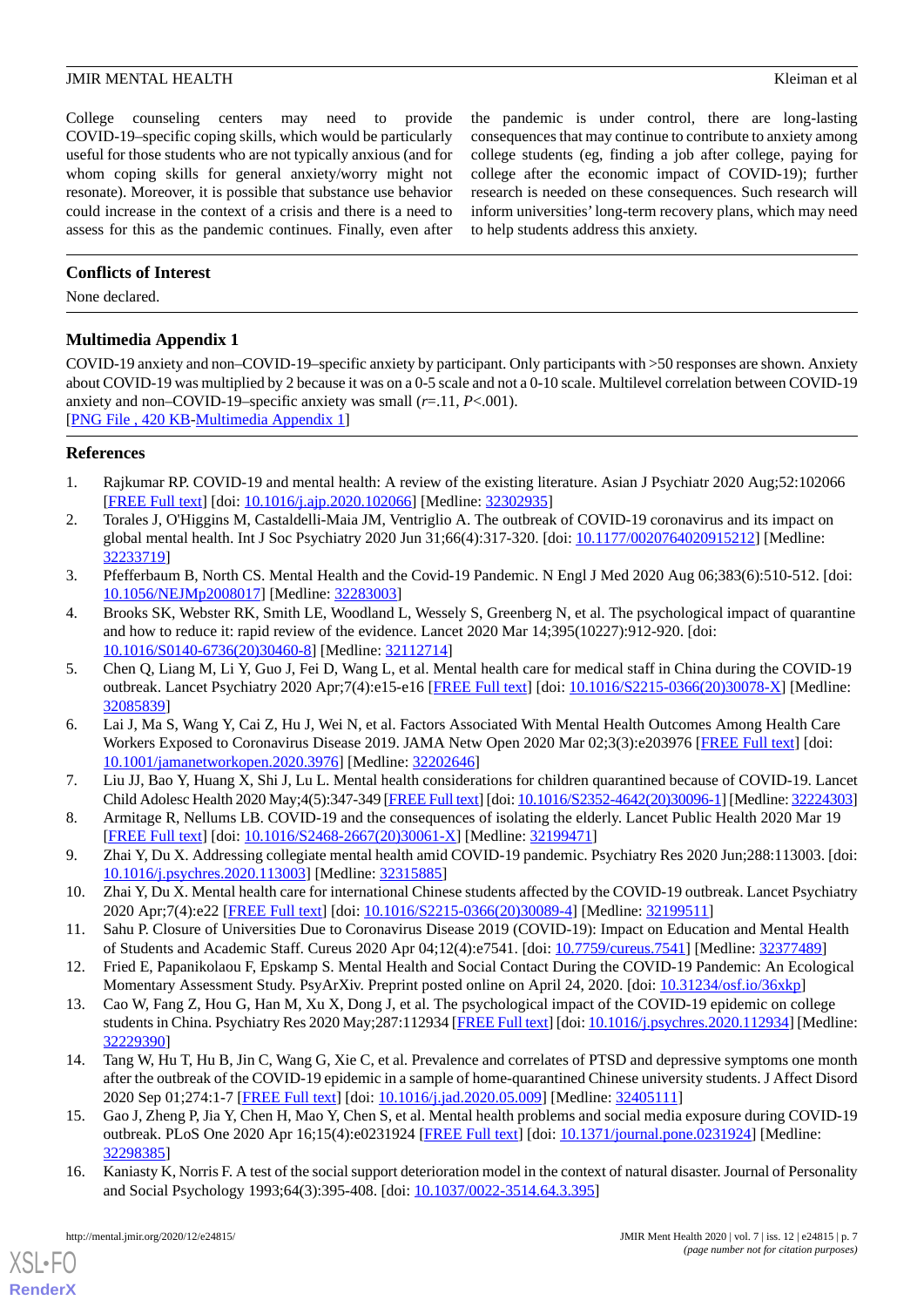College counseling centers may need to provide COVID-19–specific coping skills, which would be particularly useful for those students who are not typically anxious (and for whom coping skills for general anxiety/worry might not resonate). Moreover, it is possible that substance use behavior could increase in the context of a crisis and there is a need to assess for this as the pandemic continues. Finally, even after the pandemic is under control, there are long-lasting consequences that may continue to contribute to anxiety among college students (eg, finding a job after college, paying for college after the economic impact of COVID-19); further research is needed on these consequences. Such research will inform universities' long-term recovery plans, which may need to help students address this anxiety.

## Conflicts of Interest

None declared.

## Multimedia Appendix 1

COVID-19 anxiety and non–COVID-19–specific anxiety by participant. Only participants with >50 responses are shown. Anxiety about COVID-19 was multiplied by 2 because it was on a 0-5 scale and not a 0-10 scale. Multilevel correlation between COVID-19 anxiety and non–COVID-19–specific anxiety was small (*r*=.11, *P*<.001).
[PNG File , 420 KB-Multimedia Appendix 1]

## References

1. Rajkumar RP. COVID-19 and mental health: A review of the existing literature. Asian J Psychiatr 2020 Aug;52:102066 [FREE Full text] [doi: 10.1016/j.ajp.2020.102066] [Medline: 32302935]
2. Torales J, O'Higgins M, Castaldelli-Maia JM, Ventriglio A. The outbreak of COVID-19 coronavirus and its impact on global mental health. Int J Soc Psychiatry 2020 Jun 31;66(4):317-320. [doi: 10.1177/0020764020915212] [Medline: 32233719]
3. Pfefferbaum B, North CS. Mental Health and the Covid-19 Pandemic. N Engl J Med 2020 Aug 06;383(6):510-512. [doi: 10.1056/NEJMp2008017] [Medline: 32283003]
4. Brooks SK, Webster RK, Smith LE, Woodland L, Wessely S, Greenberg N, et al. The psychological impact of quarantine and how to reduce it: rapid review of the evidence. Lancet 2020 Mar 14;395(10227):912-920. [doi: 10.1016/S0140-6736(20)30460-8] [Medline: 32112714]
5. Chen Q, Liang M, Li Y, Guo J, Fei D, Wang L, et al. Mental health care for medical staff in China during the COVID-19 outbreak. Lancet Psychiatry 2020 Apr;7(4):e15-e16 [FREE Full text] [doi: 10.1016/S2215-0366(20)30078-X] [Medline: 32085839]
6. Lai J, Ma S, Wang Y, Cai Z, Hu J, Wei N, et al. Factors Associated With Mental Health Outcomes Among Health Care Workers Exposed to Coronavirus Disease 2019. JAMA Netw Open 2020 Mar 02;3(3):e203976 [FREE Full text] [doi: 10.1001/jamanetworkopen.2020.3976] [Medline: 32202646]
7. Liu JJ, Bao Y, Huang X, Shi J, Lu L. Mental health considerations for children quarantined because of COVID-19. Lancet Child Adolesc Health 2020 May;4(5):347-349 [FREE Full text] [doi: 10.1016/S2352-4642(20)30096-1] [Medline: 32224303]
8. Armitage R, Nellums LB. COVID-19 and the consequences of isolating the elderly. Lancet Public Health 2020 Mar 19 [FREE Full text] [doi: 10.1016/S2468-2667(20)30061-X] [Medline: 32199471]
9. Zhai Y, Du X. Addressing collegiate mental health amid COVID-19 pandemic. Psychiatry Res 2020 Jun;288:113003. [doi: 10.1016/j.psychres.2020.113003] [Medline: 32315885]
10. Zhai Y, Du X. Mental health care for international Chinese students affected by the COVID-19 outbreak. Lancet Psychiatry 2020 Apr;7(4):e22 [FREE Full text] [doi: 10.1016/S2215-0366(20)30089-4] [Medline: 32199511]
11. Sahu P. Closure of Universities Due to Coronavirus Disease 2019 (COVID-19): Impact on Education and Mental Health of Students and Academic Staff. Cureus 2020 Apr 04;12(4):e7541. [doi: 10.7759/cureus.7541] [Medline: 32377489]
12. Fried E, Papanikolaou F, Epskamp S. Mental Health and Social Contact During the COVID-19 Pandemic: An Ecological Momentary Assessment Study. PsyArXiv. Preprint posted online on April 24, 2020. [doi: 10.31234/osf.io/36xkp]
13. Cao W, Fang Z, Hou G, Han M, Xu X, Dong J, et al. The psychological impact of the COVID-19 epidemic on college students in China. Psychiatry Res 2020 May;287:112934 [FREE Full text] [doi: 10.1016/j.psychres.2020.112934] [Medline: 32229390]
14. Tang W, Hu T, Hu B, Jin C, Wang G, Xie C, et al. Prevalence and correlates of PTSD and depressive symptoms one month after the outbreak of the COVID-19 epidemic in a sample of home-quarantined Chinese university students. J Affect Disord 2020 Sep 01;274:1-7 [FREE Full text] [doi: 10.1016/j.jad.2020.05.009] [Medline: 32405111]
15. Gao J, Zheng P, Jia Y, Chen H, Mao Y, Chen S, et al. Mental health problems and social media exposure during COVID-19 outbreak. PLoS One 2020 Apr 16;15(4):e0231924 [FREE Full text] [doi: 10.1371/journal.pone.0231924] [Medline: 32298385]
16. Kaniasty K, Norris F. A test of the social support deterioration model in the context of natural disaster. Journal of Personality and Social Psychology 1993;64(3):395-408. [doi: 10.1037/0022-3514.64.3.395]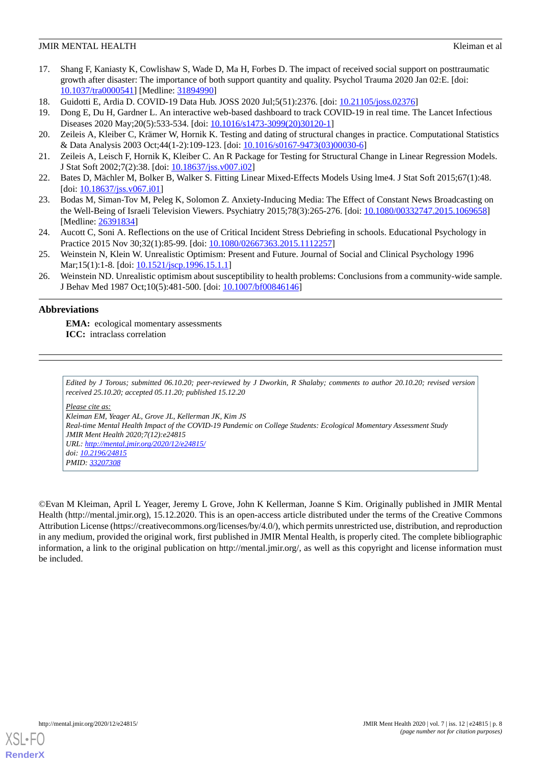17. Shang F, Kaniasty K, Cowlishaw S, Wade D, Ma H, Forbes D. The impact of received social support on posttraumatic growth after disaster: The importance of both support quantity and quality. Psychol Trauma 2020 Jan 02:E. [doi: 10.1037/tra0000541] [Medline: 31894990]
18. Guidotti E, Ardia D. COVID-19 Data Hub. JOSS 2020 Jul;5(51):2376. [doi: 10.21105/joss.02376]
19. Dong E, Du H, Gardner L. An interactive web-based dashboard to track COVID-19 in real time. The Lancet Infectious Diseases 2020 May;20(5):533-534. [doi: 10.1016/s1473-3099(20)30120-1]
20. Zeileis A, Kleiber C, Krämer W, Hornik K. Testing and dating of structural changes in practice. Computational Statistics & Data Analysis 2003 Oct;44(1-2):109-123. [doi: 10.1016/s0167-9473(03)00030-6]
21. Zeileis A, Leisch F, Hornik K, Kleiber C. An R Package for Testing for Structural Change in Linear Regression Models. J Stat Soft 2002;7(2):38. [doi: 10.18637/jss.v007.i02]
22. Bates D, Mächler M, Bolker B, Walker S. Fitting Linear Mixed-Effects Models Using lme4. J Stat Soft 2015;67(1):48. [doi: 10.18637/jss.v067.i01]
23. Bodas M, Siman-Tov M, Peleg K, Solomon Z. Anxiety-Inducing Media: The Effect of Constant News Broadcasting on the Well-Being of Israeli Television Viewers. Psychiatry 2015;78(3):265-276. [doi: 10.1080/00332747.2015.1069658] [Medline: 26391834]
24. Aucott C, Soni A. Reflections on the use of Critical Incident Stress Debriefing in schools. Educational Psychology in Practice 2015 Nov 30;32(1):85-99. [doi: 10.1080/02667363.2015.1112257]
25. Weinstein N, Klein W. Unrealistic Optimism: Present and Future. Journal of Social and Clinical Psychology 1996 Mar;15(1):1-8. [doi: 10.1521/jscp.1996.15.1.1]
26. Weinstein ND. Unrealistic optimism about susceptibility to health problems: Conclusions from a community-wide sample. J Behav Med 1987 Oct;10(5):481-500. [doi: 10.1007/bf00846146]

## Abbreviations

**EMA:** ecological momentary assessments
**ICC:** intraclass correlation

*Edited by J Torous; submitted 06.10.20; peer-reviewed by J Dworkin, R Shalaby; comments to author 20.10.20; revised version received 25.10.20; accepted 05.11.20; published 15.12.20*

*Please cite as:*
*Kleiman EM, Yeager AL, Grove JL, Kellerman JK, Kim JS*
*Real-time Mental Health Impact of the COVID-19 Pandemic on College Students: Ecological Momentary Assessment Study*
*JMIR Ment Health 2020;7(12):e24815*
*URL: http://mental.jmir.org/2020/12/e24815/*
*doi: 10.2196/24815*
*PMID: 33207308*

©Evan M Kleiman, April L Yeager, Jeremy L Grove, John K Kellerman, Joanne S Kim. Originally published in JMIR Mental Health (http://mental.jmir.org), 15.12.2020. This is an open-access article distributed under the terms of the Creative Commons Attribution License (https://creativecommons.org/licenses/by/4.0/), which permits unrestricted use, distribution, and reproduction in any medium, provided the original work, first published in JMIR Mental Health, is properly cited. The complete bibliographic information, a link to the original publication on http://mental.jmir.org/, as well as this copyright and license information must be included.